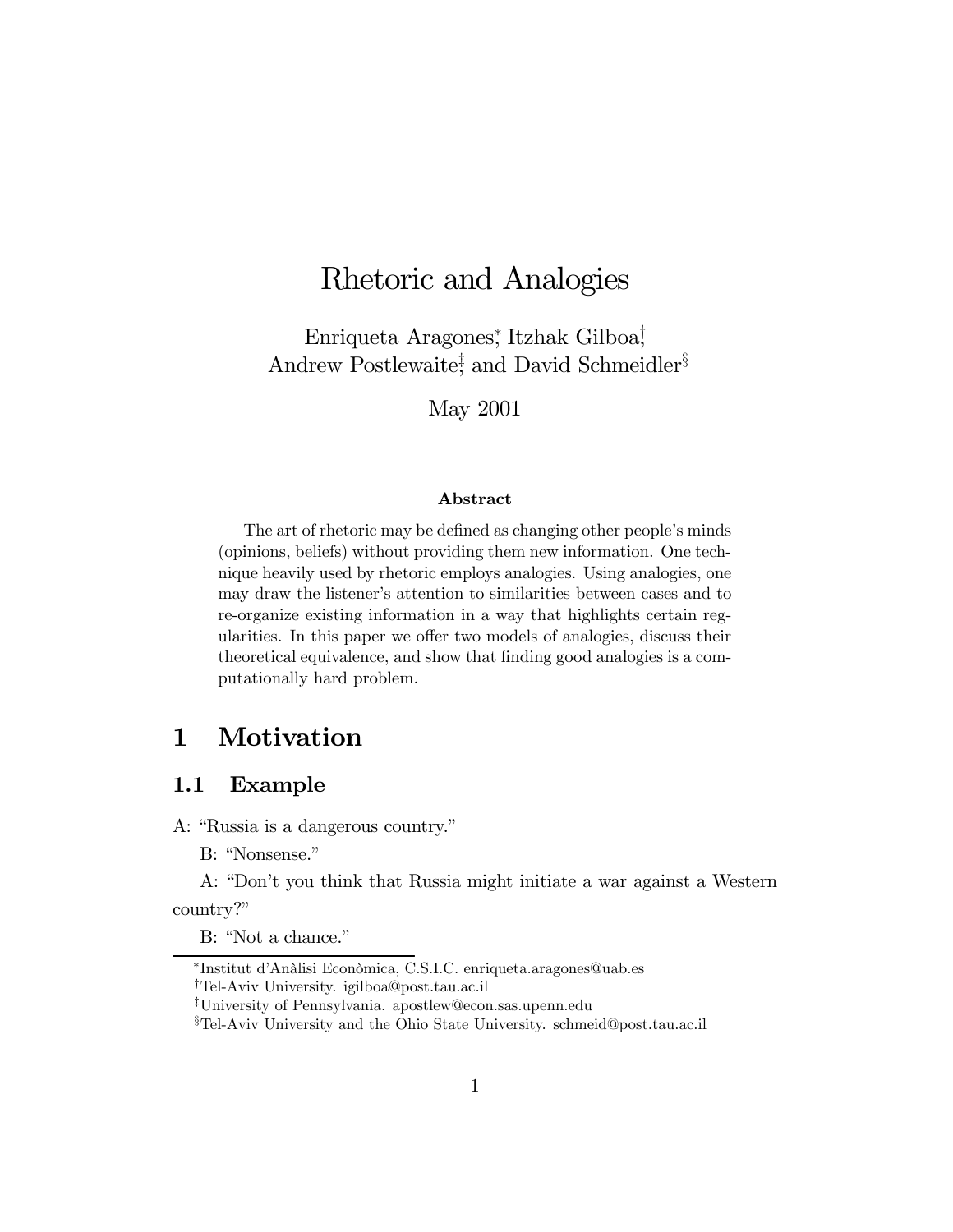# Rhetoric and Analogies

Enriqueta Aragones[*], Itzhak Gilboa[†], Andrew Postlewaite[‡], and David Schmeidler[§]

May 2001

**Abstract**

The art of rhetoric may be defined as changing other people's minds (opinions, beliefs) without providing them new information. One technique heavily used by rhetoric employs analogies. Using analogies, one may draw the listener's attention to similarities between cases and to re-organize existing information in a way that highlights certain regularities. In this paper we offer two models of analogies, discuss their theoretical equivalence, and show that finding good analogies is a computationally hard problem.

## 1 Motivation

### 1.1 Example

A: "Russia is a dangerous country."

B: "Nonsense."

A: "Don't you think that Russia might initiate a war against a Western country?"

B: "Not a chance."

[*] Institut d'Anàlisi Econòmica, C.S.I.C. enriqueta.aragones@uab.es

[†] Tel-Aviv University. igilboa@post.tau.ac.il

[‡] University of Pennsylvania. apostlew@econ.sas.upenn.edu

[§] Tel-Aviv University and the Ohio State University. schmeid@post.tau.ac.il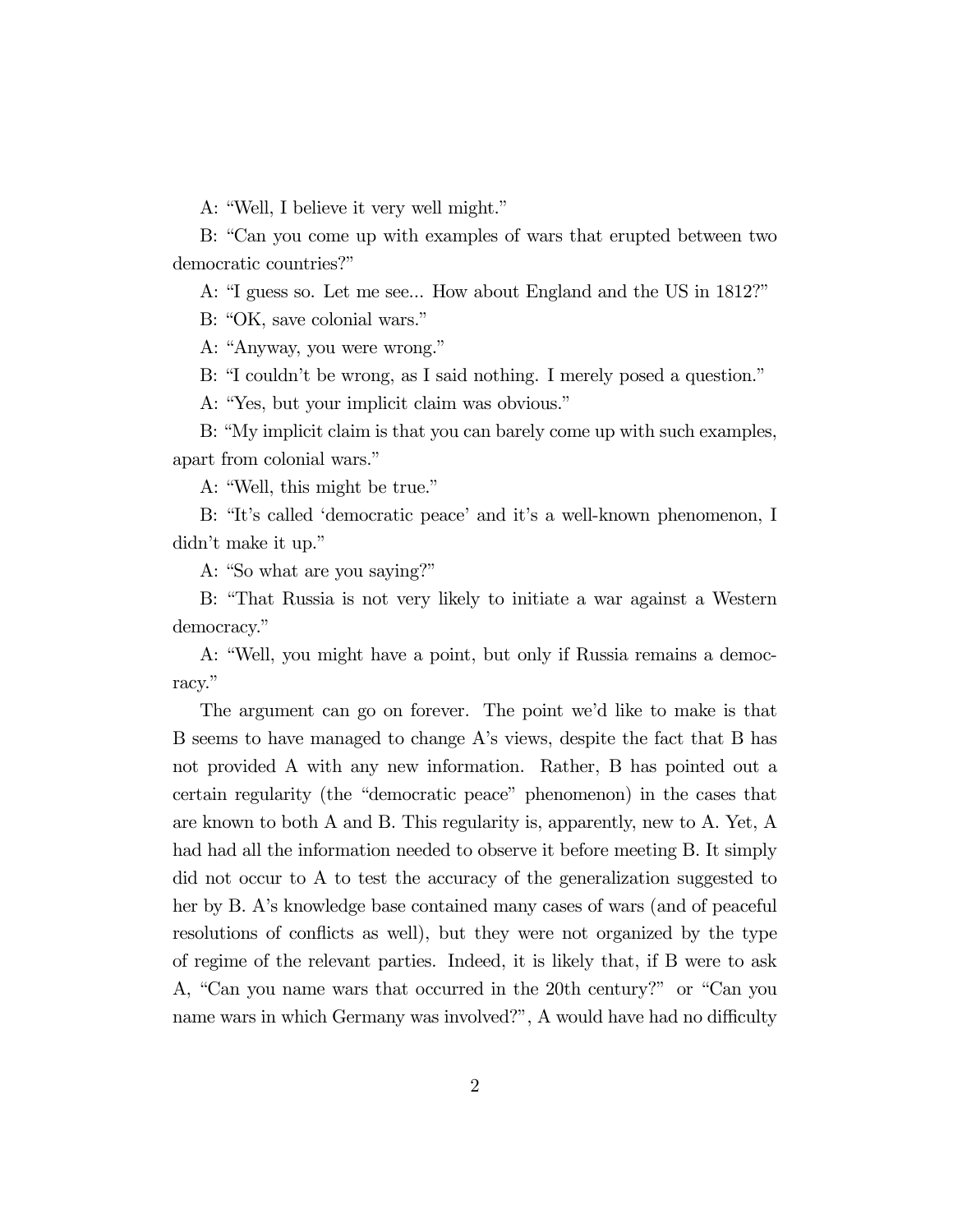A: "Well, I believe it very well might."

B: "Can you come up with examples of wars that erupted between two democratic countries?"

A: "I guess so. Let me see... How about England and the US in 1812?"

B: "OK, save colonial wars."

A: "Anyway, you were wrong."

B: "I couldn't be wrong, as I said nothing. I merely posed a question."

A: "Yes, but your implicit claim was obvious."

B: "My implicit claim is that you can barely come up with such examples, apart from colonial wars."

A: "Well, this might be true."

B: "It's called 'democratic peace' and it's a well-known phenomenon, I didn't make it up."

A: "So what are you saying?"

B: "That Russia is not very likely to initiate a war against a Western democracy."

A: "Well, you might have a point, but only if Russia remains a democracy."

The argument can go on forever. The point we'd like to make is that B seems to have managed to change A's views, despite the fact that B has not provided A with any new information. Rather, B has pointed out a certain regularity (the "democratic peace" phenomenon) in the cases that are known to both A and B. This regularity is, apparently, new to A. Yet, A had had all the information needed to observe it before meeting B. It simply did not occur to A to test the accuracy of the generalization suggested to her by B. A's knowledge base contained many cases of wars (and of peaceful resolutions of conflicts as well), but they were not organized by the type of regime of the relevant parties. Indeed, it is likely that, if B were to ask A, "Can you name wars that occurred in the 20th century?" or "Can you name wars in which Germany was involved?", A would have had no difficulty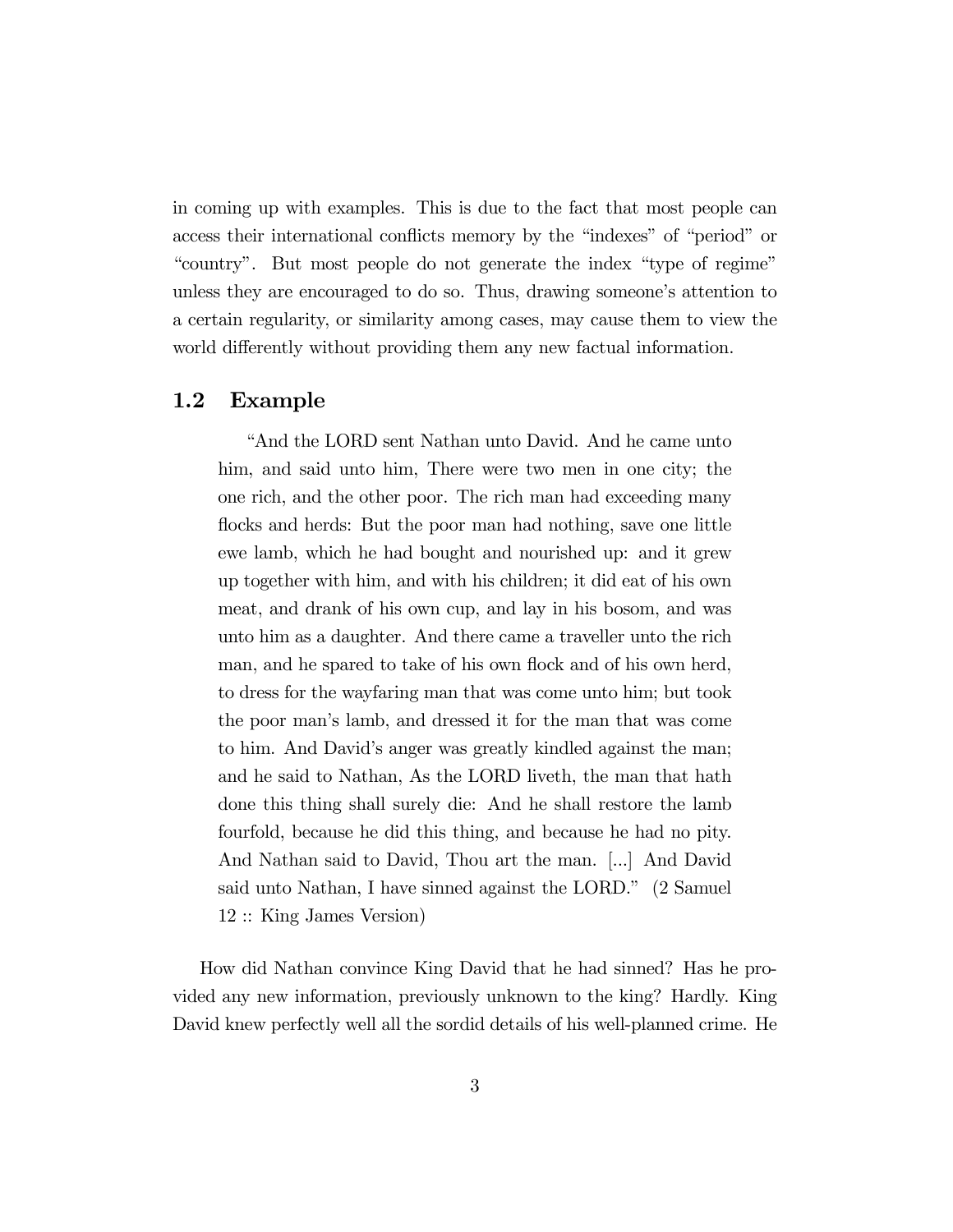in coming up with examples. This is due to the fact that most people can access their international conflicts memory by the "indexes" of "period" or "country". But most people do not generate the index "type of regime" unless they are encouraged to do so. Thus, drawing someone's attention to a certain regularity, or similarity among cases, may cause them to view the world differently without providing them any new factual information.

## 1.2 Example

> "And the LORD sent Nathan unto David. And he came unto him, and said unto him, There were two men in one city; the one rich, and the other poor. The rich man had exceeding many flocks and herds: But the poor man had nothing, save one little ewe lamb, which he had bought and nourished up: and it grew up together with him, and with his children; it did eat of his own meat, and drank of his own cup, and lay in his bosom, and was unto him as a daughter. And there came a traveller unto the rich man, and he spared to take of his own flock and of his own herd, to dress for the wayfaring man that was come unto him; but took the poor man's lamb, and dressed it for the man that was come to him. And David's anger was greatly kindled against the man; and he said to Nathan, As the LORD liveth, the man that hath done this thing shall surely die: And he shall restore the lamb fourfold, because he did this thing, and because he had no pity. And Nathan said to David, Thou art the man. [...] And David said unto Nathan, I have sinned against the LORD." (2 Samuel 12 :: King James Version)

How did Nathan convince King David that he had sinned? Has he provided any new information, previously unknown to the king? Hardly. King David knew perfectly well all the sordid details of his well-planned crime. He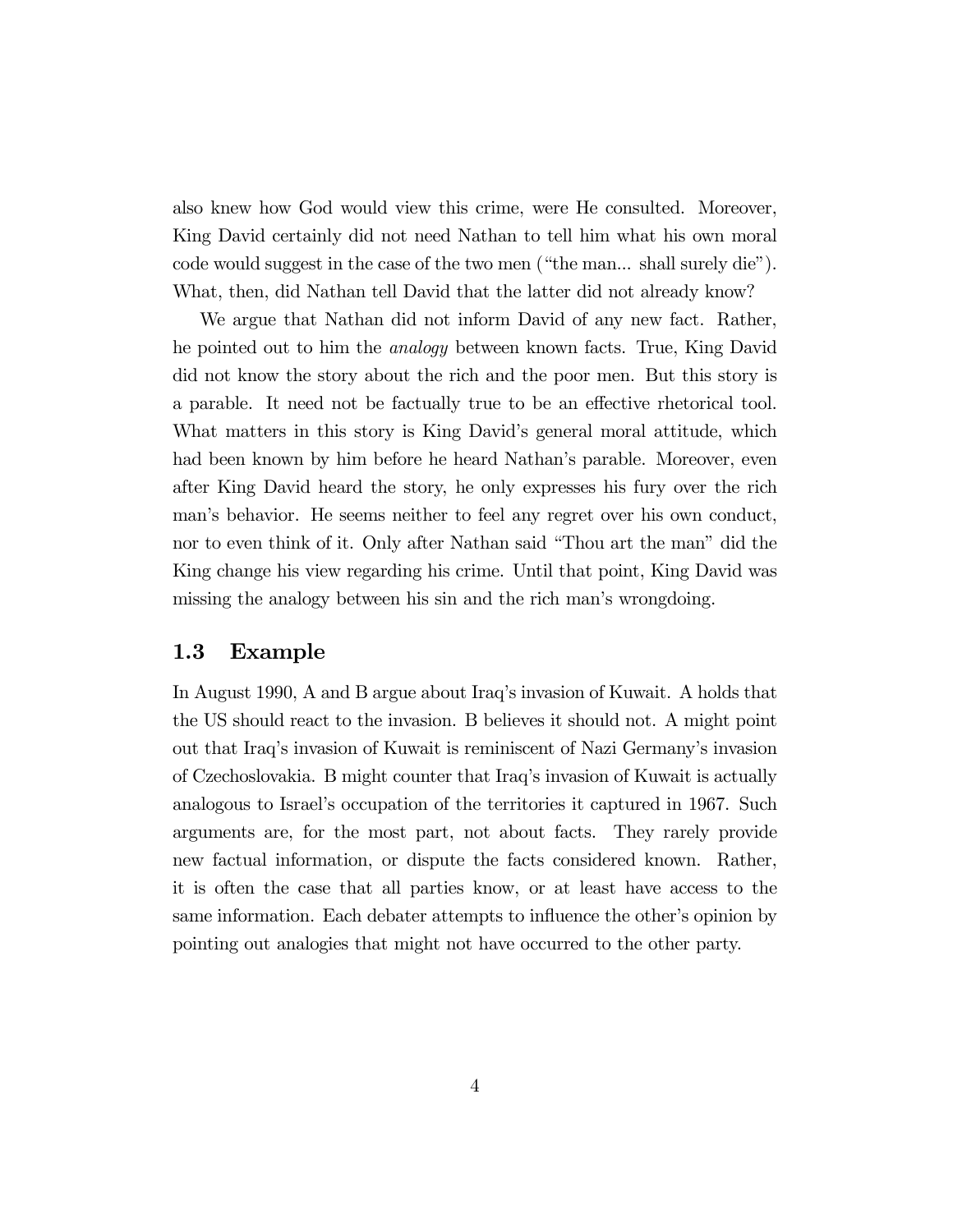also knew how God would view this crime, were He consulted. Moreover, King David certainly did not need Nathan to tell him what his own moral code would suggest in the case of the two men ("the man... shall surely die"). What, then, did Nathan tell David that the latter did not already know?

We argue that Nathan did not inform David of any new fact. Rather, he pointed out to him the *analogy* between known facts. True, King David did not know the story about the rich and the poor men. But this story is a parable. It need not be factually true to be an effective rhetorical tool. What matters in this story is King David's general moral attitude, which had been known by him before he heard Nathan's parable. Moreover, even after King David heard the story, he only expresses his fury over the rich man's behavior. He seems neither to feel any regret over his own conduct, nor to even think of it. Only after Nathan said "Thou art the man" did the King change his view regarding his crime. Until that point, King David was missing the analogy between his sin and the rich man's wrongdoing.

## 1.3 Example

In August 1990, A and B argue about Iraq's invasion of Kuwait. A holds that the US should react to the invasion. B believes it should not. A might point out that Iraq's invasion of Kuwait is reminiscent of Nazi Germany's invasion of Czechoslovakia. B might counter that Iraq's invasion of Kuwait is actually analogous to Israel's occupation of the territories it captured in 1967. Such arguments are, for the most part, not about facts. They rarely provide new factual information, or dispute the facts considered known. Rather, it is often the case that all parties know, or at least have access to the same information. Each debater attempts to influence the other's opinion by pointing out analogies that might not have occurred to the other party.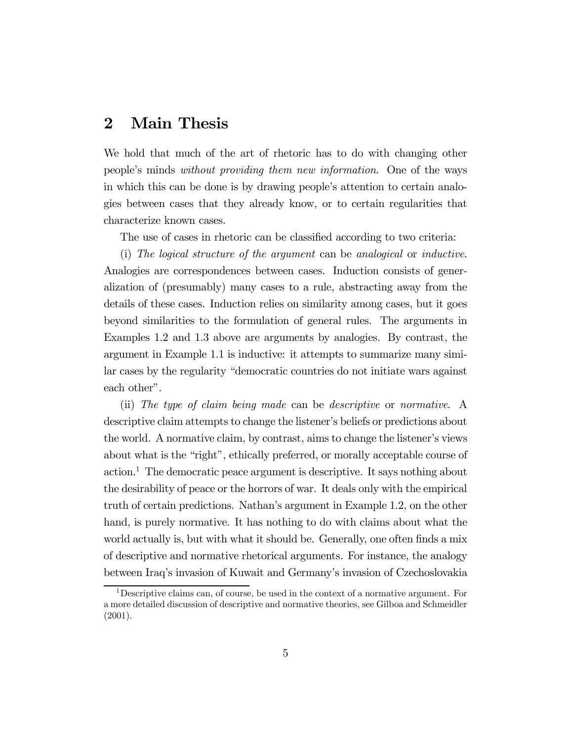## 2 Main Thesis

We hold that much of the art of rhetoric has to do with changing other people's minds *without providing them new information*. One of the ways in which this can be done is by drawing people's attention to certain analogies between cases that they already know, or to certain regularities that characterize known cases.

The use of cases in rhetoric can be classified according to two criteria:

(i) *The logical structure of the argument* can be *analogical* or *inductive*. Analogies are correspondences between cases. Induction consists of generalization of (presumably) many cases to a rule, abstracting away from the details of these cases. Induction relies on similarity among cases, but it goes beyond similarities to the formulation of general rules. The arguments in Examples 1.2 and 1.3 above are arguments by analogies. By contrast, the argument in Example 1.1 is inductive: it attempts to summarize many similar cases by the regularity "democratic countries do not initiate wars against each other".

(ii) *The type of claim being made* can be *descriptive* or *normative*. A descriptive claim attempts to change the listener's beliefs or predictions about the world. A normative claim, by contrast, aims to change the listener's views about what is the "right", ethically preferred, or morally acceptable course of action.[1] The democratic peace argument is descriptive. It says nothing about the desirability of peace or the horrors of war. It deals only with the empirical truth of certain predictions. Nathan's argument in Example 1.2, on the other hand, is purely normative. It has nothing to do with claims about what the world actually is, but with what it should be. Generally, one often finds a mix of descriptive and normative rhetorical arguments. For instance, the analogy between Iraq's invasion of Kuwait and Germany's invasion of Czechoslovakia

[1] Descriptive claims can, of course, be used in the context of a normative argument. For a more detailed discussion of descriptive and normative theories, see Gilboa and Schmeidler (2001).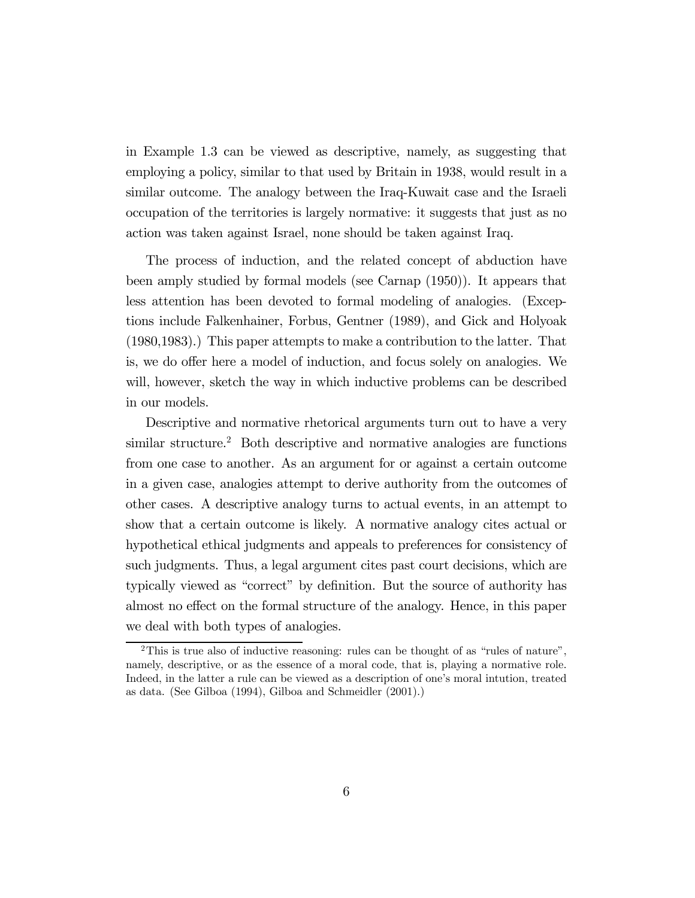in Example 1.3 can be viewed as descriptive, namely, as suggesting that employing a policy, similar to that used by Britain in 1938, would result in a similar outcome. The analogy between the Iraq-Kuwait case and the Israeli occupation of the territories is largely normative: it suggests that just as no action was taken against Israel, none should be taken against Iraq.

The process of induction, and the related concept of abduction have been amply studied by formal models (see Carnap (1950)). It appears that less attention has been devoted to formal modeling of analogies. (Exceptions include Falkenhainer, Forbus, Gentner (1989), and Gick and Holyoak (1980,1983).) This paper attempts to make a contribution to the latter. That is, we do offer here a model of induction, and focus solely on analogies. We will, however, sketch the way in which inductive problems can be described in our models.

Descriptive and normative rhetorical arguments turn out to have a very similar structure.[2] Both descriptive and normative analogies are functions from one case to another. As an argument for or against a certain outcome in a given case, analogies attempt to derive authority from the outcomes of other cases. A descriptive analogy turns to actual events, in an attempt to show that a certain outcome is likely. A normative analogy cites actual or hypothetical ethical judgments and appeals to preferences for consistency of such judgments. Thus, a legal argument cites past court decisions, which are typically viewed as "correct" by definition. But the source of authority has almost no effect on the formal structure of the analogy. Hence, in this paper we deal with both types of analogies.

[2] This is true also of inductive reasoning: rules can be thought of as "rules of nature", namely, descriptive, or as the essence of a moral code, that is, playing a normative role. Indeed, in the latter a rule can be viewed as a description of one's moral intution, treated as data. (See Gilboa (1994), Gilboa and Schmeidler (2001).)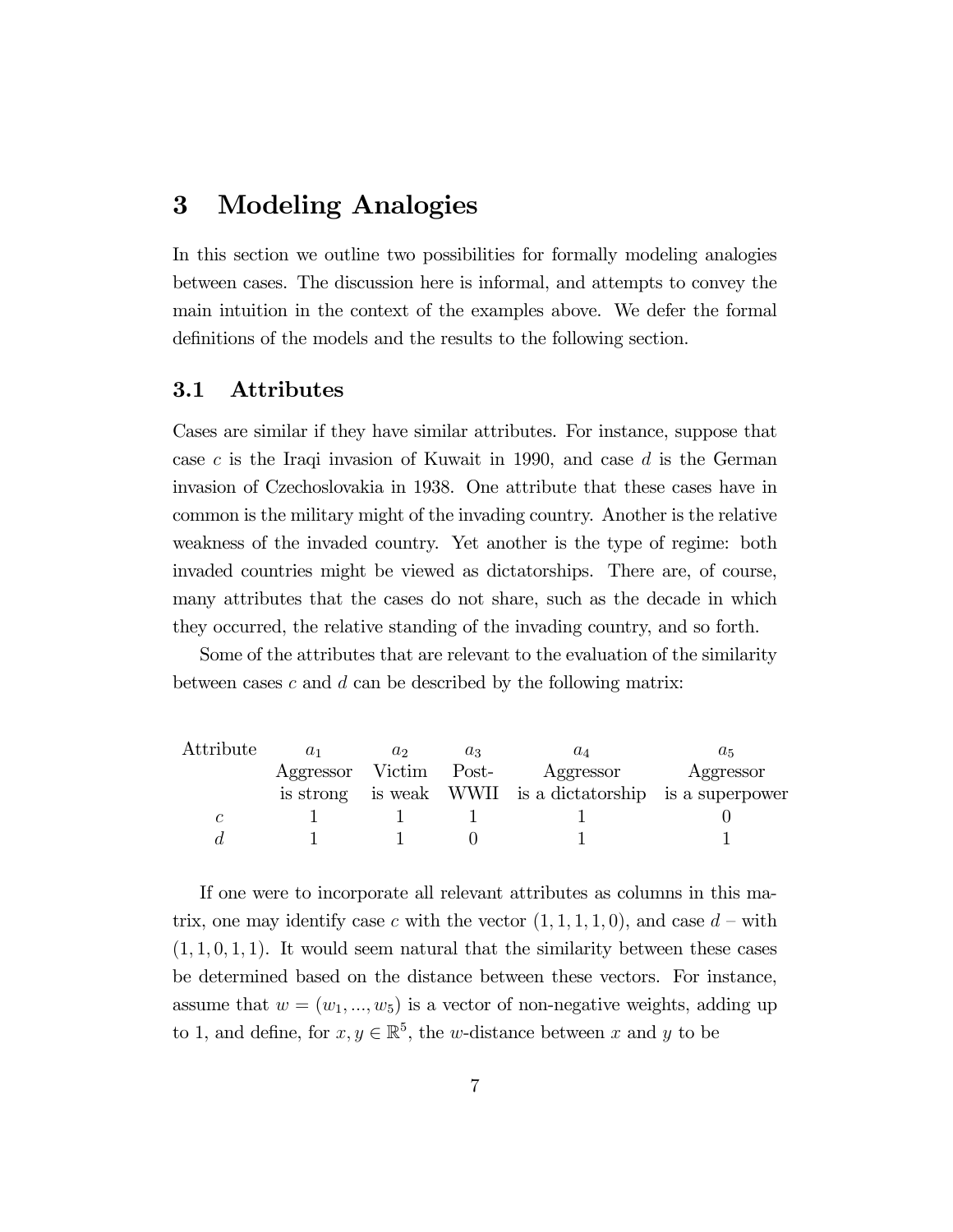# 3 Modeling Analogies

In this section we outline two possibilities for formally modeling analogies between cases. The discussion here is informal, and attempts to convey the main intuition in the context of the examples above. We defer the formal definitions of the models and the results to the following section.

## 3.1 Attributes

Cases are similar if they have similar attributes. For instance, suppose that case $c$ is the Iraqi invasion of Kuwait in 1990, and case $d$ is the German invasion of Czechoslovakia in 1938. One attribute that these cases have in common is the military might of the invading country. Another is the relative weakness of the invaded country. Yet another is the type of regime: both invaded countries might be viewed as dictatorships. There are, of course, many attributes that the cases do not share, such as the decade in which they occurred, the relative standing of the invading country, and so forth.

Some of the attributes that are relevant to the evaluation of the similarity between cases $c$ and $d$ can be described by the following matrix:

| Attribute | $a_1$ | $a_2$ | $a_3$ | $a_4$ | $a_5$ |
|---|---|---|---|---|---|
| | Aggressor is strong | Victim is weak | Post-WWII | Aggressor is a dictatorship | Aggressor is a superpower |
| $c$ | 1 | 1 | 1 | 1 | 0 |
| $d$ | 1 | 1 | 0 | 1 | 1 |

If one were to incorporate all relevant attributes as columns in this matrix, one may identify case $c$ with the vector $(1, 1, 1, 1, 0)$, and case $d$ – with $(1, 1, 0, 1, 1)$. It would seem natural that the similarity between these cases be determined based on the distance between these vectors. For instance, assume that $w = (w_1, ..., w_5)$ is a vector of non-negative weights, adding up to 1, and define, for $x, y \in \mathbb{R}^5$, the $w$-distance between $x$ and $y$ to be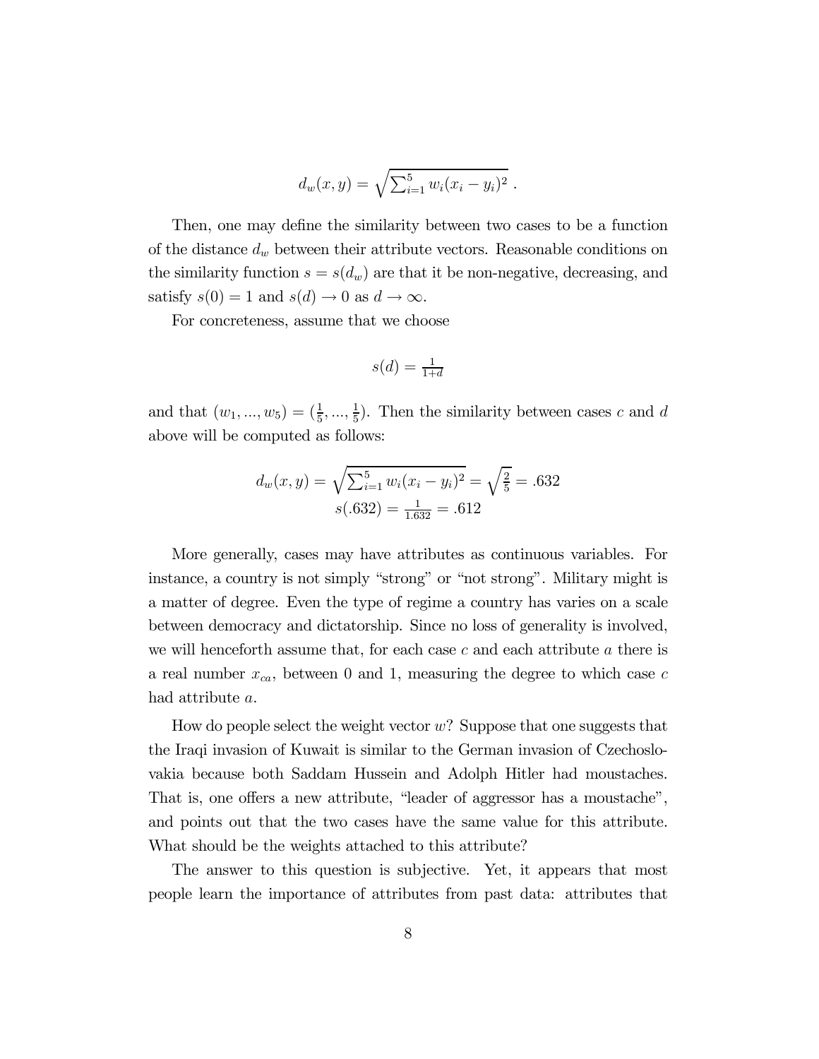$$d_w(x, y) = \sqrt{\sum_{i=1}^{5} w_i (x_i - y_i)^2} \ .$$

Then, one may define the similarity between two cases to be a function of the distance $d_w$ between their attribute vectors. Reasonable conditions on the similarity function $s = s(d_w)$ are that it be non-negative, decreasing, and satisfy $s(0) = 1$ and $s(d) \to 0$ as $d \to \infty$.

For concreteness, assume that we choose

$$s(d) = \frac{1}{1+d}$$

and that $(w_1, ..., w_5) = (\frac{1}{5}, ..., \frac{1}{5})$. Then the similarity between cases $c$ and $d$ above will be computed as follows:

$$d_w(x, y) = \sqrt{\sum_{i=1}^{5} w_i (x_i - y_i)^2} = \sqrt{\frac{2}{5}} = .632$$
$$s(.632) = \frac{1}{1.632} = .612$$

More generally, cases may have attributes as continuous variables. For instance, a country is not simply "strong" or "not strong". Military might is a matter of degree. Even the type of regime a country has varies on a scale between democracy and dictatorship. Since no loss of generality is involved, we will henceforth assume that, for each case $c$ and each attribute $a$ there is a real number $x_{ca}$, between 0 and 1, measuring the degree to which case $c$ had attribute $a$.

How do people select the weight vector $w$? Suppose that one suggests that the Iraqi invasion of Kuwait is similar to the German invasion of Czechoslovakia because both Saddam Hussein and Adolph Hitler had moustaches. That is, one offers a new attribute, "leader of aggressor has a moustache", and points out that the two cases have the same value for this attribute. What should be the weights attached to this attribute?

The answer to this question is subjective. Yet, it appears that most people learn the importance of attributes from past data: attributes that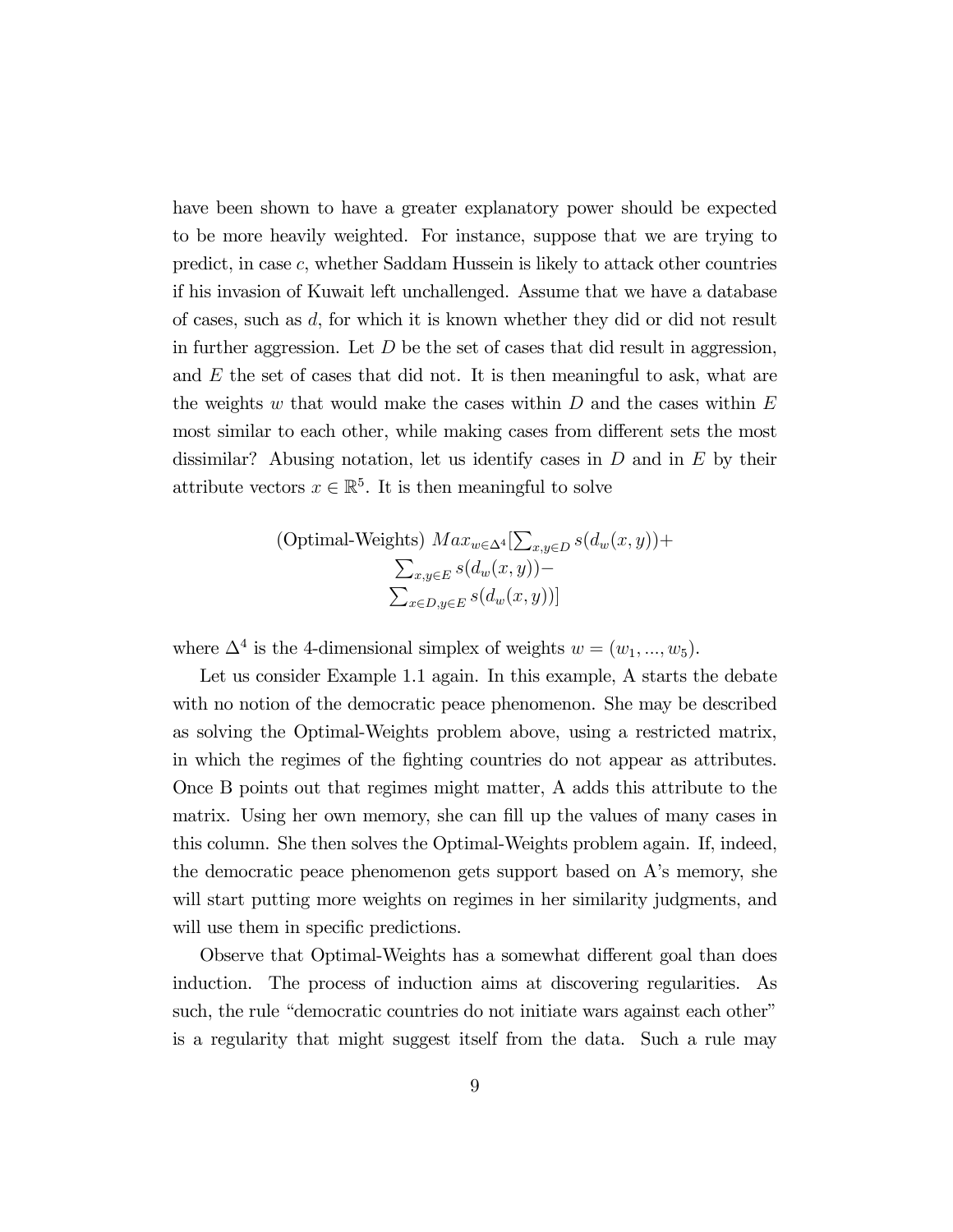have been shown to have a greater explanatory power should be expected to be more heavily weighted. For instance, suppose that we are trying to predict, in case $c$, whether Saddam Hussein is likely to attack other countries if his invasion of Kuwait left unchallenged. Assume that we have a database of cases, such as $d$, for which it is known whether they did or did not result in further aggression. Let $D$ be the set of cases that did result in aggression, and $E$ the set of cases that did not. It is then meaningful to ask, what are the weights $w$ that would make the cases within $D$ and the cases within $E$ most similar to each other, while making cases from different sets the most dissimilar? Abusing notation, let us identify cases in $D$ and in $E$ by their attribute vectors $x \in \mathbb{R}^5$. It is then meaningful to solve

$$
\text{(Optimal-Weights) } Max_{w \in \Delta^4}[\textstyle\sum_{x,y \in D} s(d_w(x,y)) + \\
\textstyle\sum_{x,y \in E} s(d_w(x,y)) - \\
\textstyle\sum_{x \in D, y \in E} s(d_w(x,y))]
$$

where $\Delta^4$ is the 4-dimensional simplex of weights $w = (w_1, ..., w_5)$.

Let us consider Example 1.1 again. In this example, A starts the debate with no notion of the democratic peace phenomenon. She may be described as solving the Optimal-Weights problem above, using a restricted matrix, in which the regimes of the fighting countries do not appear as attributes. Once B points out that regimes might matter, A adds this attribute to the matrix. Using her own memory, she can fill up the values of many cases in this column. She then solves the Optimal-Weights problem again. If, indeed, the democratic peace phenomenon gets support based on A's memory, she will start putting more weights on regimes in her similarity judgments, and will use them in specific predictions.

Observe that Optimal-Weights has a somewhat different goal than does induction. The process of induction aims at discovering regularities. As such, the rule "democratic countries do not initiate wars against each other" is a regularity that might suggest itself from the data. Such a rule may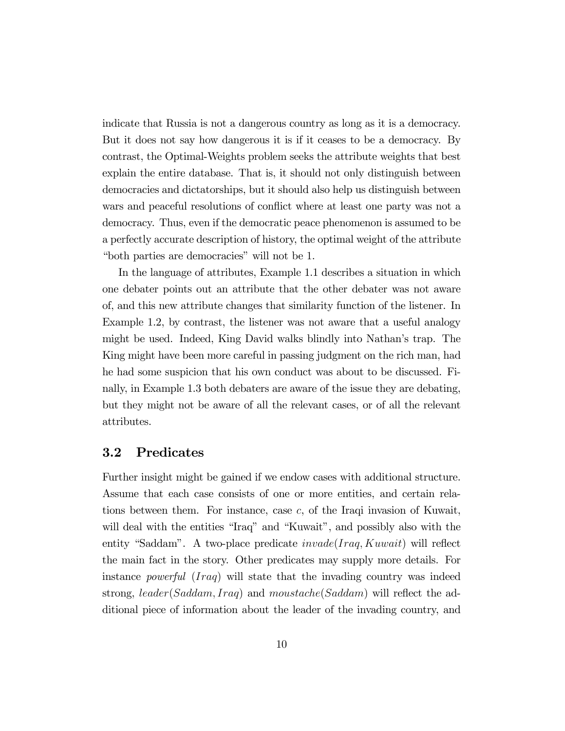indicate that Russia is not a dangerous country as long as it is a democracy. But it does not say how dangerous it is if it ceases to be a democracy. By contrast, the Optimal-Weights problem seeks the attribute weights that best explain the entire database. That is, it should not only distinguish between democracies and dictatorships, but it should also help us distinguish between wars and peaceful resolutions of conflict where at least one party was not a democracy. Thus, even if the democratic peace phenomenon is assumed to be a perfectly accurate description of history, the optimal weight of the attribute "both parties are democracies" will not be 1.

In the language of attributes, Example 1.1 describes a situation in which one debater points out an attribute that the other debater was not aware of, and this new attribute changes that similarity function of the listener. In Example 1.2, by contrast, the listener was not aware that a useful analogy might be used. Indeed, King David walks blindly into Nathan's trap. The King might have been more careful in passing judgment on the rich man, had he had some suspicion that his own conduct was about to be discussed. Finally, in Example 1.3 both debaters are aware of the issue they are debating, but they might not be aware of all the relevant cases, or of all the relevant attributes.

## 3.2 Predicates

Further insight might be gained if we endow cases with additional structure. Assume that each case consists of one or more entities, and certain relations between them. For instance, case $c$, of the Iraqi invasion of Kuwait, will deal with the entities "Iraq" and "Kuwait", and possibly also with the entity "Saddam". A two-place predicate $invade(Iraq, Kuwait)$ will reflect the main fact in the story. Other predicates may supply more details. For instance *powerful* $(Iraq)$ will state that the invading country was indeed strong, $leader(Saddam, Iraq)$ and $moustache(Saddam)$ will reflect the additional piece of information about the leader of the invading country, and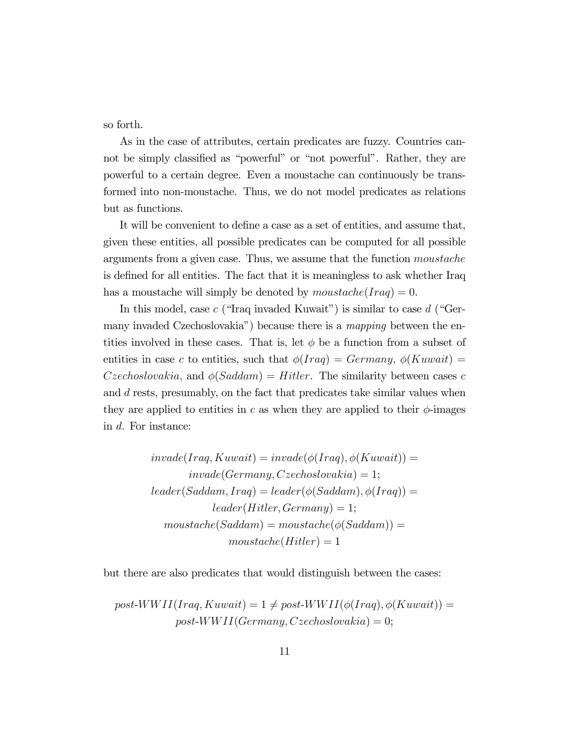so forth.

As in the case of attributes, certain predicates are fuzzy. Countries cannot be simply classified as "powerful" or "not powerful". Rather, they are powerful to a certain degree. Even a moustache can continuously be transformed into non-moustache. Thus, we do not model predicates as relations but as functions.

It will be convenient to define a case as a set of entities, and assume that, given these entities, all possible predicates can be computed for all possible arguments from a given case. Thus, we assume that the function *moustache* is defined for all entities. The fact that it is meaningless to ask whether Iraq has a moustache will simply be denoted by $moustache(Iraq) = 0$.

In this model, case $c$ ("Iraq invaded Kuwait") is similar to case $d$ ("Germany invaded Czechoslovakia") because there is a *mapping* between the entities involved in these cases. That is, let $\phi$ be a function from a subset of entities in case $c$ to entities, such that $\phi(Iraq) = Germany$, $\phi(Kuwait) = Czechoslovakia$, and $\phi(Saddam) = Hitler$. The similarity between cases $c$ and $d$ rests, presumably, on the fact that predicates take similar values when they are applied to entities in $c$ as when they are applied to their $\phi$-images in $d$. For instance:

$$
\begin{gathered}
invade(Iraq, Kuwait) = invade(\phi(Iraq), \phi(Kuwait)) = \\
invade(Germany, Czechoslovakia) = 1; \\
leader(Saddam, Iraq) = leader(\phi(Saddam), \phi(Iraq)) = \\
leader(Hitler, Germany) = 1; \\
moustache(Saddam) = moustache(\phi(Saddam)) = \\
moustache(Hitler) = 1
\end{gathered}
$$

but there are also predicates that would distinguish between the cases:

$$
\begin{gathered}
post\text{-}WWII(Iraq, Kuwait) = 1 \neq post\text{-}WWII(\phi(Iraq), \phi(Kuwait)) = \\
post\text{-}WWII(Germany, Czechoslovakia) = 0;
\end{gathered}
$$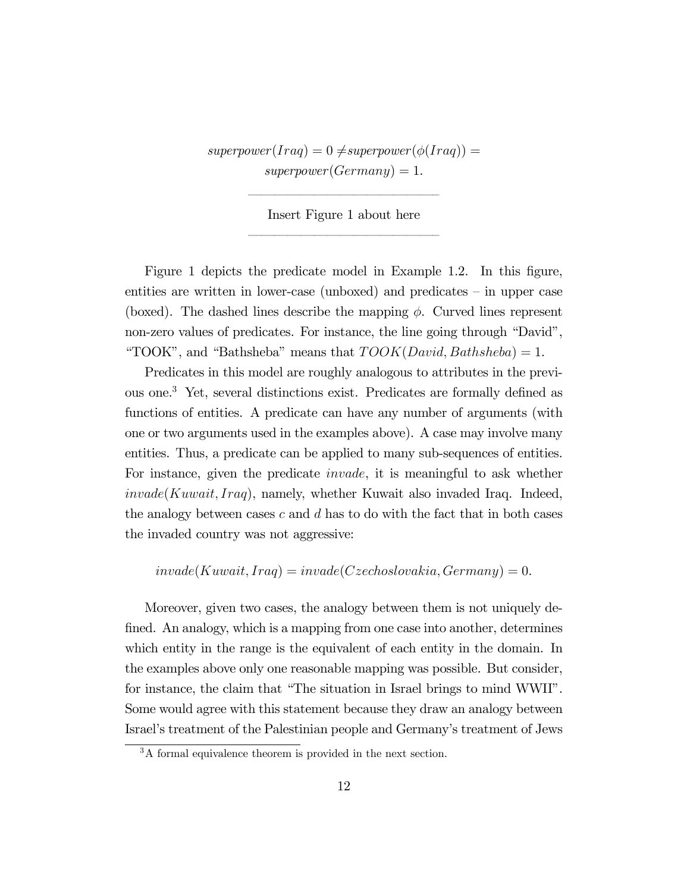$$superpower(Iraq) = 0 \neq superpower(\phi(Iraq)) = superpower(Germany) = 1.$$

---

Insert Figure 1 about here

---

Figure 1 depicts the predicate model in Example 1.2. In this figure, entities are written in lower-case (unboxed) and predicates – in upper case (boxed). The dashed lines describe the mapping $\phi$. Curved lines represent non-zero values of predicates. For instance, the line going through "David", "TOOK", and "Bathsheba" means that $TOOK(David, Bathsheba) = 1$.

Predicates in this model are roughly analogous to attributes in the previous one.[3] Yet, several distinctions exist. Predicates are formally defined as functions of entities. A predicate can have any number of arguments (with one or two arguments used in the examples above). A case may involve many entities. Thus, a predicate can be applied to many sub-sequences of entities. For instance, given the predicate *invade*, it is meaningful to ask whether $invade(Kuwait, Iraq)$, namely, whether Kuwait also invaded Iraq. Indeed, the analogy between cases $c$ and $d$ has to do with the fact that in both cases the invaded country was not aggressive:

$$invade(Kuwait, Iraq) = invade(Czechoslovakia, Germany) = 0.$$

Moreover, given two cases, the analogy between them is not uniquely defined. An analogy, which is a mapping from one case into another, determines which entity in the range is the equivalent of each entity in the domain. In the examples above only one reasonable mapping was possible. But consider, for instance, the claim that "The situation in Israel brings to mind WWII". Some would agree with this statement because they draw an analogy between Israel's treatment of the Palestinian people and Germany's treatment of Jews

[3] A formal equivalence theorem is provided in the next section.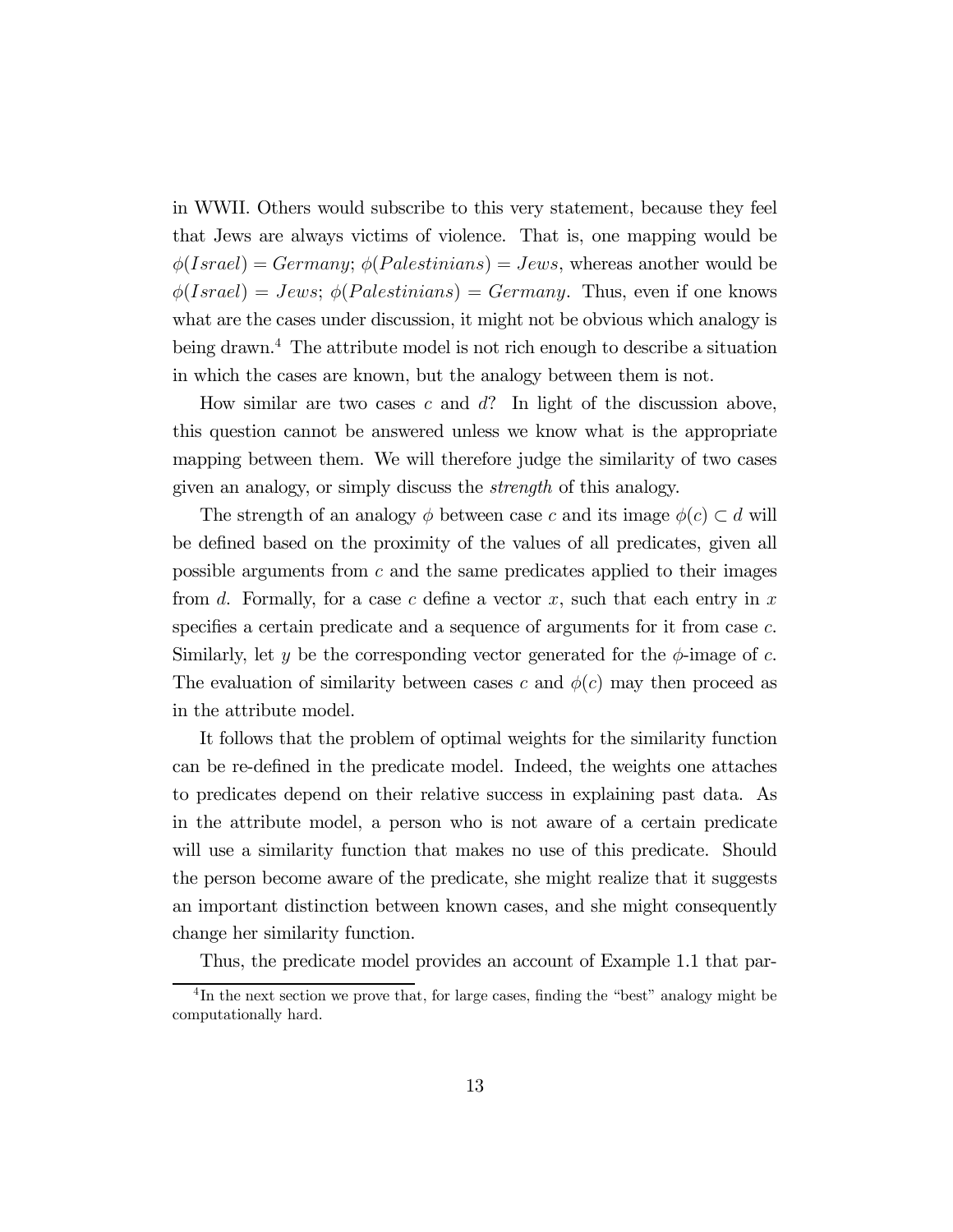in WWII. Others would subscribe to this very statement, because they feel that Jews are always victims of violence. That is, one mapping would be $\phi(Israel) = Germany$; $\phi(Palestinians) = Jews$, whereas another would be $\phi(Israel) = Jews$; $\phi(Palestinians) = Germany$. Thus, even if one knows what are the cases under discussion, it might not be obvious which analogy is being drawn.[4] The attribute model is not rich enough to describe a situation in which the cases are known, but the analogy between them is not.

How similar are two cases $c$ and $d$? In light of the discussion above, this question cannot be answered unless we know what is the appropriate mapping between them. We will therefore judge the similarity of two cases given an analogy, or simply discuss the *strength* of this analogy.

The strength of an analogy $\phi$ between case $c$ and its image $\phi(c) \subset d$ will be defined based on the proximity of the values of all predicates, given all possible arguments from $c$ and the same predicates applied to their images from $d$. Formally, for a case $c$ define a vector $x$, such that each entry in $x$ specifies a certain predicate and a sequence of arguments for it from case $c$. Similarly, let $y$ be the corresponding vector generated for the $\phi$-image of $c$. The evaluation of similarity between cases $c$ and $\phi(c)$ may then proceed as in the attribute model.

It follows that the problem of optimal weights for the similarity function can be re-defined in the predicate model. Indeed, the weights one attaches to predicates depend on their relative success in explaining past data. As in the attribute model, a person who is not aware of a certain predicate will use a similarity function that makes no use of this predicate. Should the person become aware of the predicate, she might realize that it suggests an important distinction between known cases, and she might consequently change her similarity function.

Thus, the predicate model provides an account of Example 1.1 that par-

[4] In the next section we prove that, for large cases, finding the "best" analogy might be computationally hard.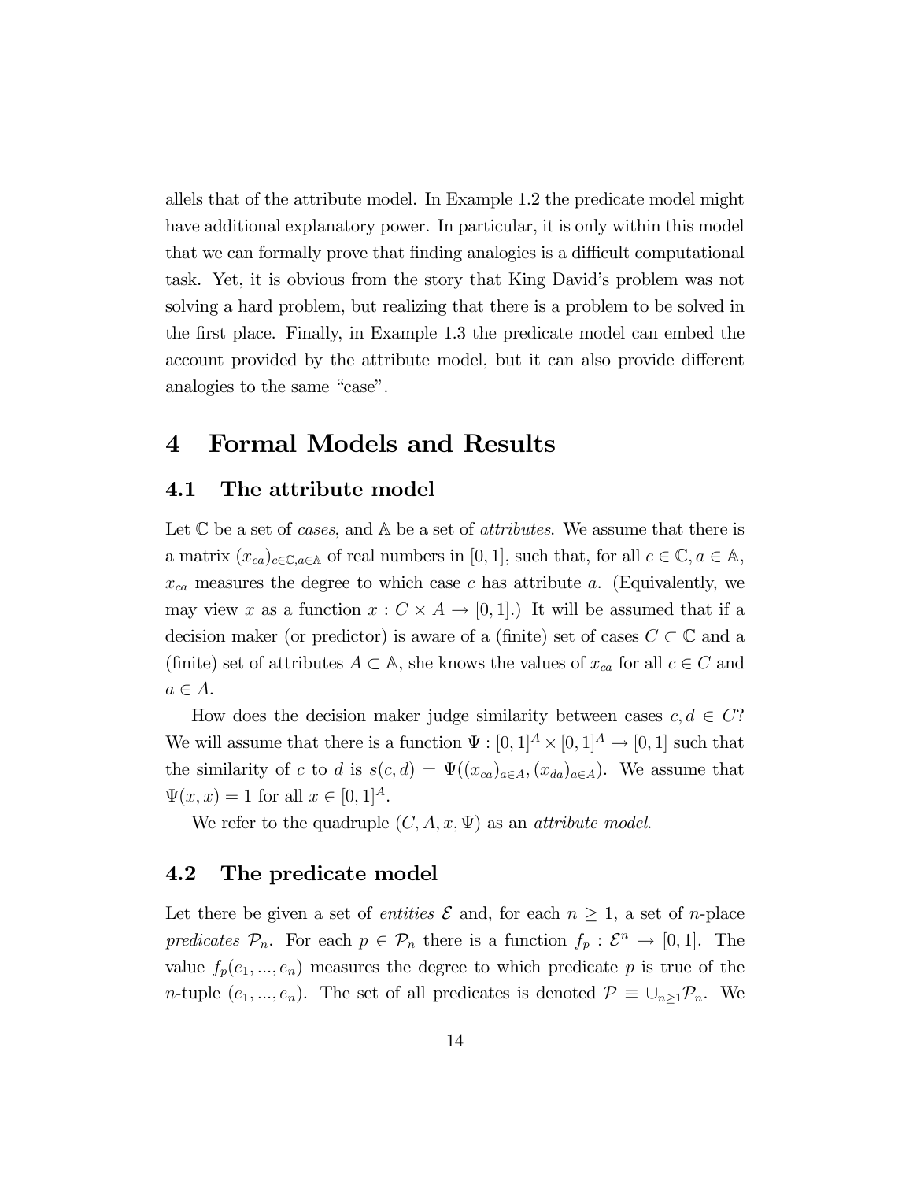allels that of the attribute model. In Example 1.2 the predicate model might have additional explanatory power. In particular, it is only within this model that we can formally prove that finding analogies is a difficult computational task. Yet, it is obvious from the story that King David's problem was not solving a hard problem, but realizing that there is a problem to be solved in the first place. Finally, in Example 1.3 the predicate model can embed the account provided by the attribute model, but it can also provide different analogies to the same "case".

# 4 Formal Models and Results

## 4.1 The attribute model

Let $\mathbb{C}$ be a set of *cases*, and $\mathbb{A}$ be a set of *attributes*. We assume that there is a matrix $(x_{ca})_{c \in \mathbb{C}, a \in \mathbb{A}}$ of real numbers in $[0, 1]$, such that, for all $c \in \mathbb{C}, a \in \mathbb{A}$, $x_{ca}$ measures the degree to which case $c$ has attribute $a$. (Equivalently, we may view $x$ as a function $x : C \times A \to [0, 1]$.) It will be assumed that if a decision maker (or predictor) is aware of a (finite) set of cases $C \subset \mathbb{C}$ and a (finite) set of attributes $A \subset \mathbb{A}$, she knows the values of $x_{ca}$ for all $c \in C$ and $a \in A$.

How does the decision maker judge similarity between cases $c, d \in C$? We will assume that there is a function $\Psi : [0, 1]^A \times [0, 1]^A \to [0, 1]$ such that the similarity of $c$ to $d$ is $s(c, d) = \Psi((x_{ca})_{a \in A}, (x_{da})_{a \in A})$. We assume that $\Psi(x, x) = 1$ for all $x \in [0, 1]^A$.

We refer to the quadruple $(C, A, x, \Psi)$ as an *attribute model*.

## 4.2 The predicate model

Let there be given a set of *entities* $\mathcal{E}$ and, for each $n \geq 1$, a set of $n$-place *predicates* $\mathcal{P}_n$. For each $p \in \mathcal{P}_n$ there is a function $f_p : \mathcal{E}^n \to [0, 1]$. The value $f_p(e_1, ..., e_n)$ measures the degree to which predicate $p$ is true of the $n$-tuple $(e_1, ..., e_n)$. The set of all predicates is denoted $\mathcal{P} \equiv \cup_{n \geq 1} \mathcal{P}_n$. We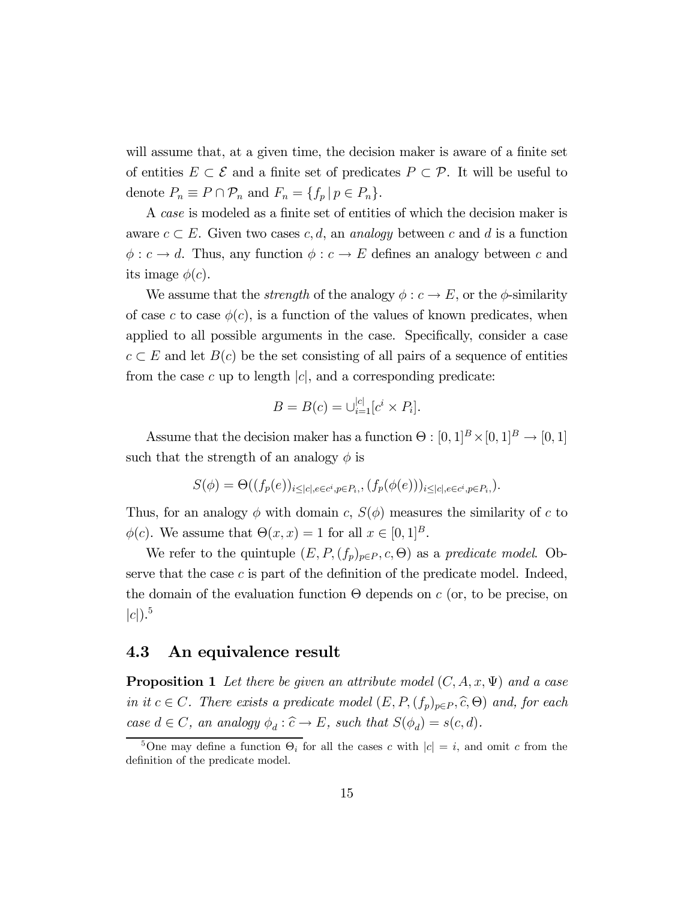will assume that, at a given time, the decision maker is aware of a finite set of entities $E \subset \mathcal{E}$ and a finite set of predicates $P \subset \mathcal{P}$. It will be useful to denote $P_n \equiv P \cap \mathcal{P}_n$ and $F_n = \{f_p \,|\, p \in P_n\}$.

A *case* is modeled as a finite set of entities of which the decision maker is aware $c \subset E$. Given two cases $c, d$, an *analogy* between $c$ and $d$ is a function $\phi : c \to d$. Thus, any function $\phi : c \to E$ defines an analogy between $c$ and its image $\phi(c)$.

We assume that the *strength* of the analogy $\phi : c \to E$, or the $\phi$-similarity of case $c$ to case $\phi(c)$, is a function of the values of known predicates, when applied to all possible arguments in the case. Specifically, consider a case $c \subset E$ and let $B(c)$ be the set consisting of all pairs of a sequence of entities from the case $c$ up to length $|c|$, and a corresponding predicate:

$$B = B(c) = \cup_{i=1}^{|c|}[c^i \times P_i].$$

Assume that the decision maker has a function $\Theta : [0,1]^B \times [0,1]^B \to [0,1]$ such that the strength of an analogy $\phi$ is

$$S(\phi) = \Theta((f_p(e))_{i \leq |c|, e \in c^i, p \in P_i,}, (f_p(\phi(e)))_{i \leq |c|, e \in c^i, p \in P_i,}).$$

Thus, for an analogy $\phi$ with domain $c$, $S(\phi)$ measures the similarity of $c$ to $\phi(c)$. We assume that $\Theta(x, x) = 1$ for all $x \in [0,1]^B$.

We refer to the quintuple $(E, P, (f_p)_{p \in P}, c, \Theta)$ as a *predicate model*. Observe that the case $c$ is part of the definition of the predicate model. Indeed, the domain of the evaluation function $\Theta$ depends on $c$ (or, to be precise, on $|c|$).[5]

## 4.3 An equivalence result

**Proposition 1** *Let there be given an attribute model $(C, A, x, \Psi)$ and a case in it $c \in C$. There exists a predicate model $(E, P, (f_p)_{p \in P}, \widehat{c}, \Theta)$ and, for each case $d \in C$, an analogy $\phi_d : \widehat{c} \to E$, such that $S(\phi_d) = s(c, d)$.*

[5] One may define a function $\Theta_i$ for all the cases $c$ with $|c| = i$, and omit $c$ from the definition of the predicate model.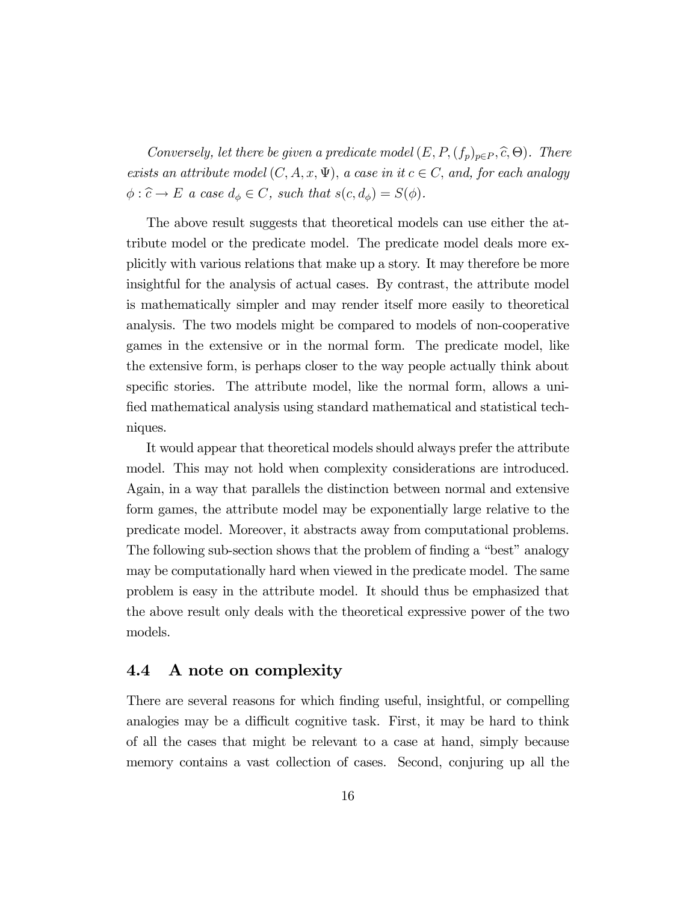*Conversely, let there be given a predicate model $(E, P, (f_p)_{p \in P}, \widehat{c}, \Theta)$. There exists an attribute model $(C, A, x, \Psi)$, a case in it $c \in C$, and, for each analogy $\phi : \widehat{c} \to E$ a case $d_\phi \in C$, such that $s(c, d_\phi) = S(\phi)$.*

The above result suggests that theoretical models can use either the attribute model or the predicate model. The predicate model deals more explicitly with various relations that make up a story. It may therefore be more insightful for the analysis of actual cases. By contrast, the attribute model is mathematically simpler and may render itself more easily to theoretical analysis. The two models might be compared to models of non-cooperative games in the extensive or in the normal form. The predicate model, like the extensive form, is perhaps closer to the way people actually think about specific stories. The attribute model, like the normal form, allows a unified mathematical analysis using standard mathematical and statistical techniques.

It would appear that theoretical models should always prefer the attribute model. This may not hold when complexity considerations are introduced. Again, in a way that parallels the distinction between normal and extensive form games, the attribute model may be exponentially large relative to the predicate model. Moreover, it abstracts away from computational problems. The following sub-section shows that the problem of finding a "best" analogy may be computationally hard when viewed in the predicate model. The same problem is easy in the attribute model. It should thus be emphasized that the above result only deals with the theoretical expressive power of the two models.

## 4.4 A note on complexity

There are several reasons for which finding useful, insightful, or compelling analogies may be a difficult cognitive task. First, it may be hard to think of all the cases that might be relevant to a case at hand, simply because memory contains a vast collection of cases. Second, conjuring up all the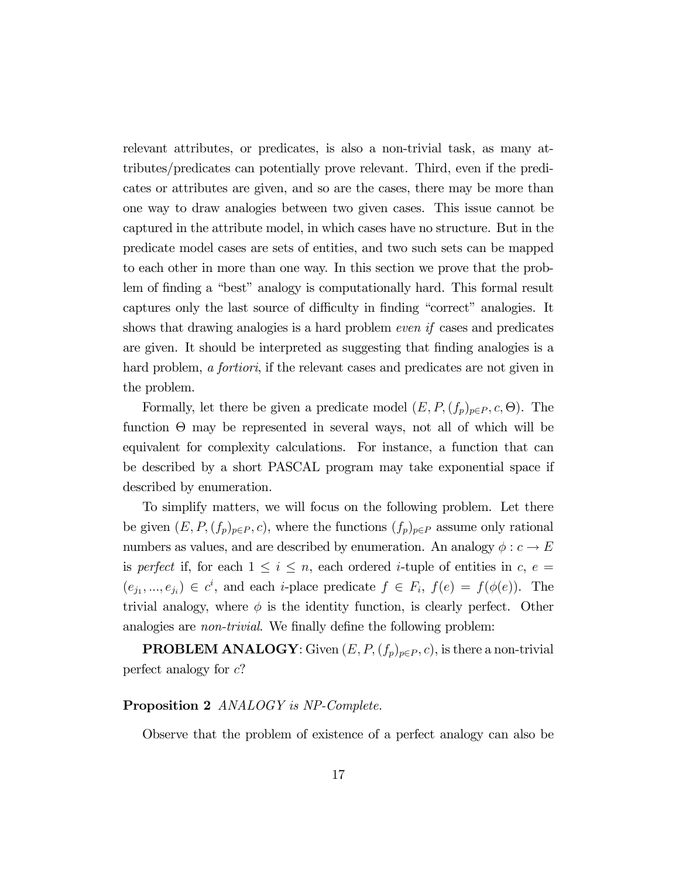relevant attributes, or predicates, is also a non-trivial task, as many attributes/predicates can potentially prove relevant. Third, even if the predicates or attributes are given, and so are the cases, there may be more than one way to draw analogies between two given cases. This issue cannot be captured in the attribute model, in which cases have no structure. But in the predicate model cases are sets of entities, and two such sets can be mapped to each other in more than one way. In this section we prove that the problem of finding a "best" analogy is computationally hard. This formal result captures only the last source of difficulty in finding "correct" analogies. It shows that drawing analogies is a hard problem *even if* cases and predicates are given. It should be interpreted as suggesting that finding analogies is a hard problem, *a fortiori*, if the relevant cases and predicates are not given in the problem.

Formally, let there be given a predicate model $(E, P, (f_p)_{p \in P}, c, \Theta)$. The function $\Theta$ may be represented in several ways, not all of which will be equivalent for complexity calculations. For instance, a function that can be described by a short PASCAL program may take exponential space if described by enumeration.

To simplify matters, we will focus on the following problem. Let there be given $(E, P, (f_p)_{p \in P}, c)$, where the functions $(f_p)_{p \in P}$ assume only rational numbers as values, and are described by enumeration. An analogy $\phi : c \to E$ is *perfect* if, for each $1 \leq i \leq n$, each ordered $i$-tuple of entities in $c$, $e = (e_{j_1}, ..., e_{j_i}) \in c^i$, and each $i$-place predicate $f \in F_i$, $f(e) = f(\phi(e))$. The trivial analogy, where $\phi$ is the identity function, is clearly perfect. Other analogies are *non-trivial*. We finally define the following problem:

**PROBLEM ANALOGY**: Given $(E, P, (f_p)_{p \in P}, c)$, is there a non-trivial perfect analogy for $c$?

**Proposition 2** *ANALOGY is NP-Complete.*

Observe that the problem of existence of a perfect analogy can also be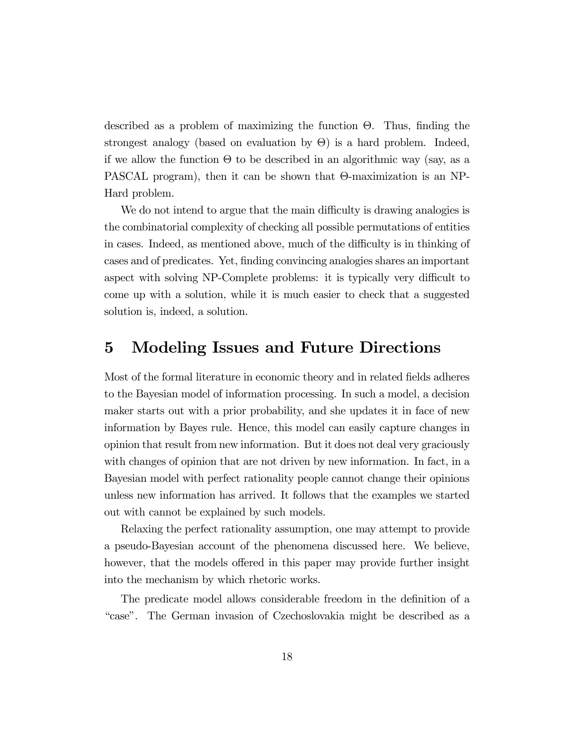described as a problem of maximizing the function $\Theta$. Thus, finding the strongest analogy (based on evaluation by $\Theta$) is a hard problem. Indeed, if we allow the function $\Theta$ to be described in an algorithmic way (say, as a PASCAL program), then it can be shown that $\Theta$-maximization is an NP-Hard problem.

We do not intend to argue that the main difficulty is drawing analogies is the combinatorial complexity of checking all possible permutations of entities in cases. Indeed, as mentioned above, much of the difficulty is in thinking of cases and of predicates. Yet, finding convincing analogies shares an important aspect with solving NP-Complete problems: it is typically very difficult to come up with a solution, while it is much easier to check that a suggested solution is, indeed, a solution.

# 5 Modeling Issues and Future Directions

Most of the formal literature in economic theory and in related fields adheres to the Bayesian model of information processing. In such a model, a decision maker starts out with a prior probability, and she updates it in face of new information by Bayes rule. Hence, this model can easily capture changes in opinion that result from new information. But it does not deal very graciously with changes of opinion that are not driven by new information. In fact, in a Bayesian model with perfect rationality people cannot change their opinions unless new information has arrived. It follows that the examples we started out with cannot be explained by such models.

Relaxing the perfect rationality assumption, one may attempt to provide a pseudo-Bayesian account of the phenomena discussed here. We believe, however, that the models offered in this paper may provide further insight into the mechanism by which rhetoric works.

The predicate model allows considerable freedom in the definition of a "case". The German invasion of Czechoslovakia might be described as a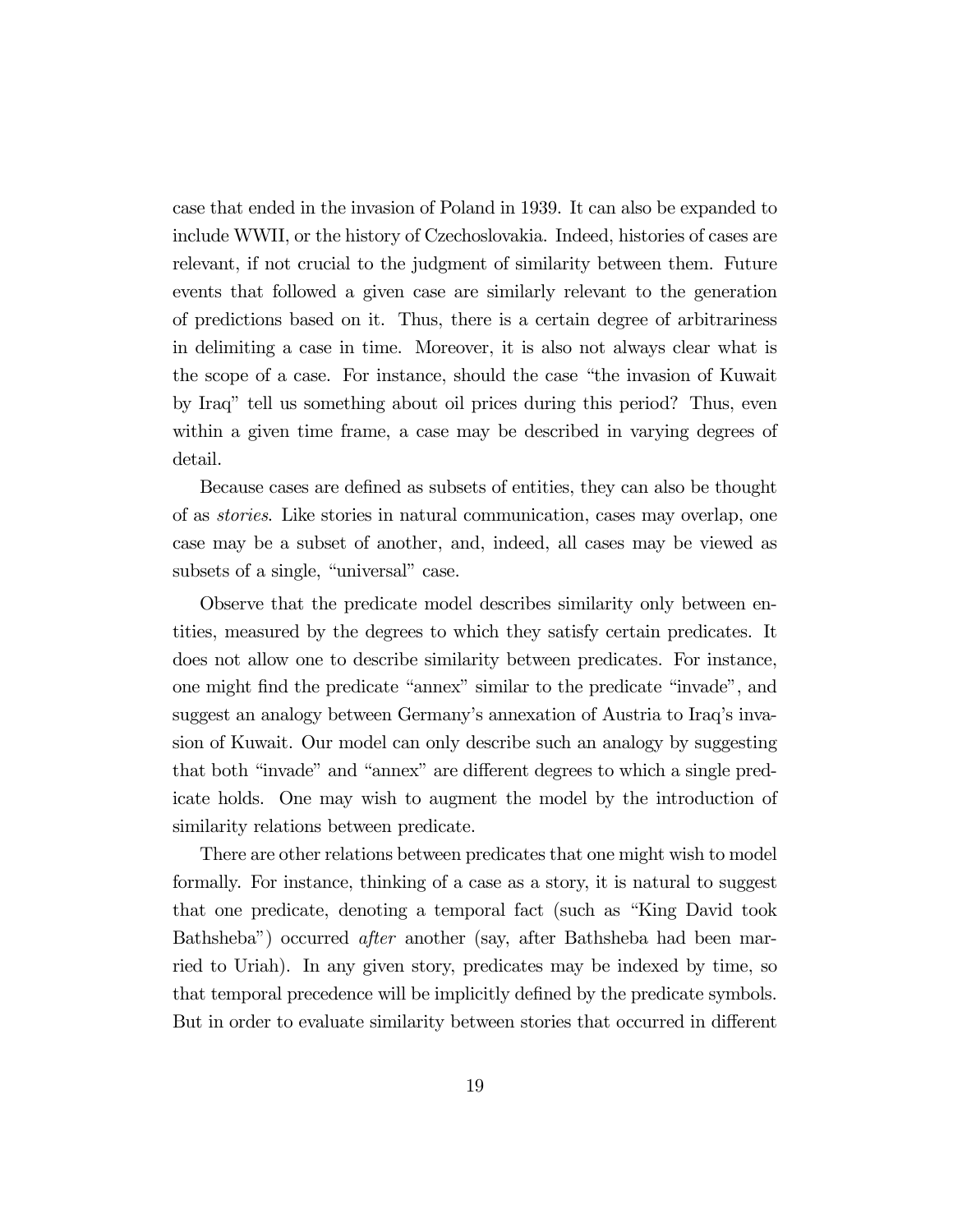case that ended in the invasion of Poland in 1939. It can also be expanded to include WWII, or the history of Czechoslovakia. Indeed, histories of cases are relevant, if not crucial to the judgment of similarity between them. Future events that followed a given case are similarly relevant to the generation of predictions based on it. Thus, there is a certain degree of arbitrariness in delimiting a case in time. Moreover, it is also not always clear what is the scope of a case. For instance, should the case "the invasion of Kuwait by Iraq" tell us something about oil prices during this period? Thus, even within a given time frame, a case may be described in varying degrees of detail.

Because cases are defined as subsets of entities, they can also be thought of as *stories*. Like stories in natural communication, cases may overlap, one case may be a subset of another, and, indeed, all cases may be viewed as subsets of a single, "universal" case.

Observe that the predicate model describes similarity only between entities, measured by the degrees to which they satisfy certain predicates. It does not allow one to describe similarity between predicates. For instance, one might find the predicate "annex" similar to the predicate "invade", and suggest an analogy between Germany's annexation of Austria to Iraq's invasion of Kuwait. Our model can only describe such an analogy by suggesting that both "invade" and "annex" are different degrees to which a single predicate holds. One may wish to augment the model by the introduction of similarity relations between predicate.

There are other relations between predicates that one might wish to model formally. For instance, thinking of a case as a story, it is natural to suggest that one predicate, denoting a temporal fact (such as "King David took Bathsheba") occurred *after* another (say, after Bathsheba had been married to Uriah). In any given story, predicates may be indexed by time, so that temporal precedence will be implicitly defined by the predicate symbols. But in order to evaluate similarity between stories that occurred in different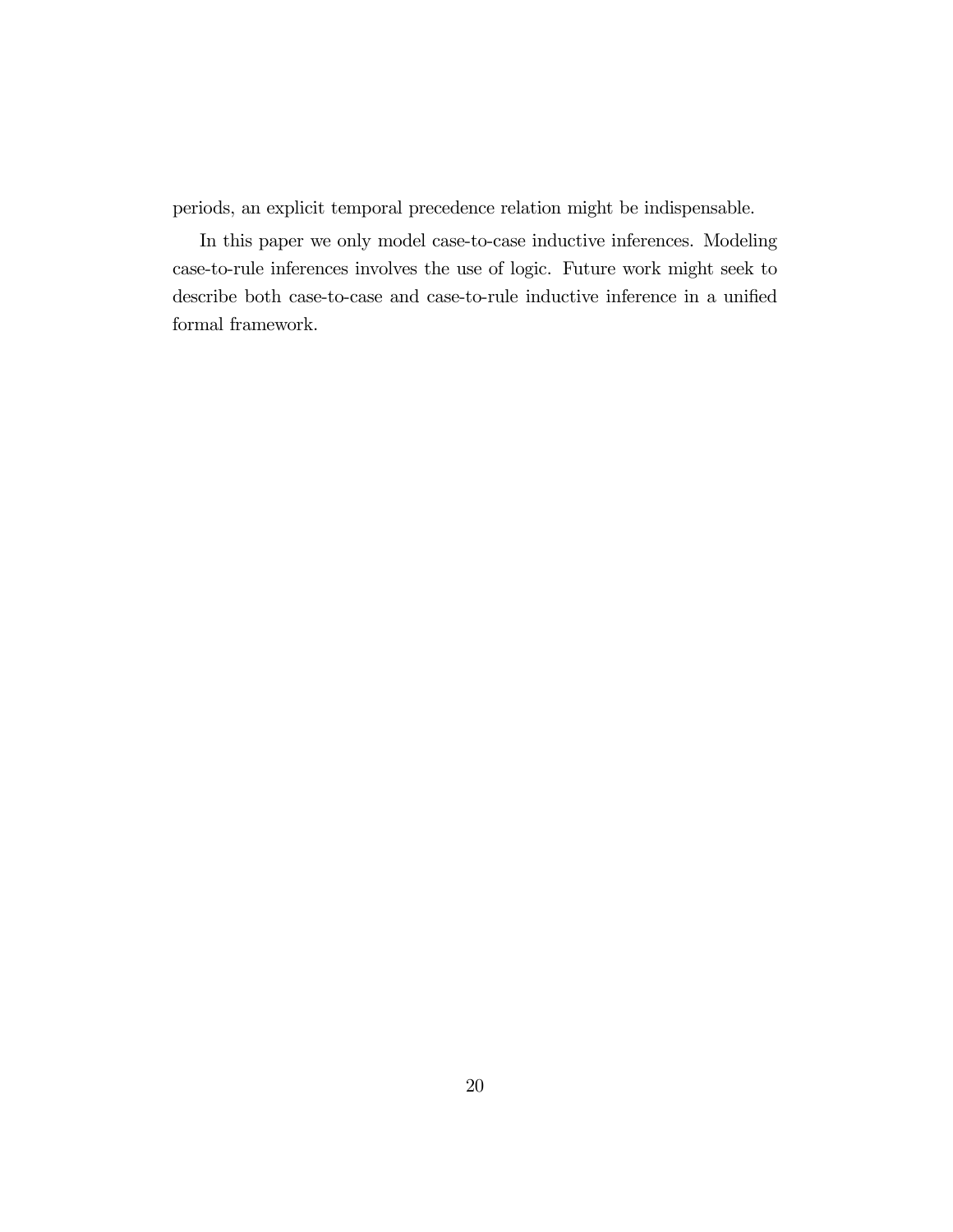periods, an explicit temporal precedence relation might be indispensable.

In this paper we only model case-to-case inductive inferences. Modeling case-to-rule inferences involves the use of logic. Future work might seek to describe both case-to-case and case-to-rule inductive inference in a unified formal framework.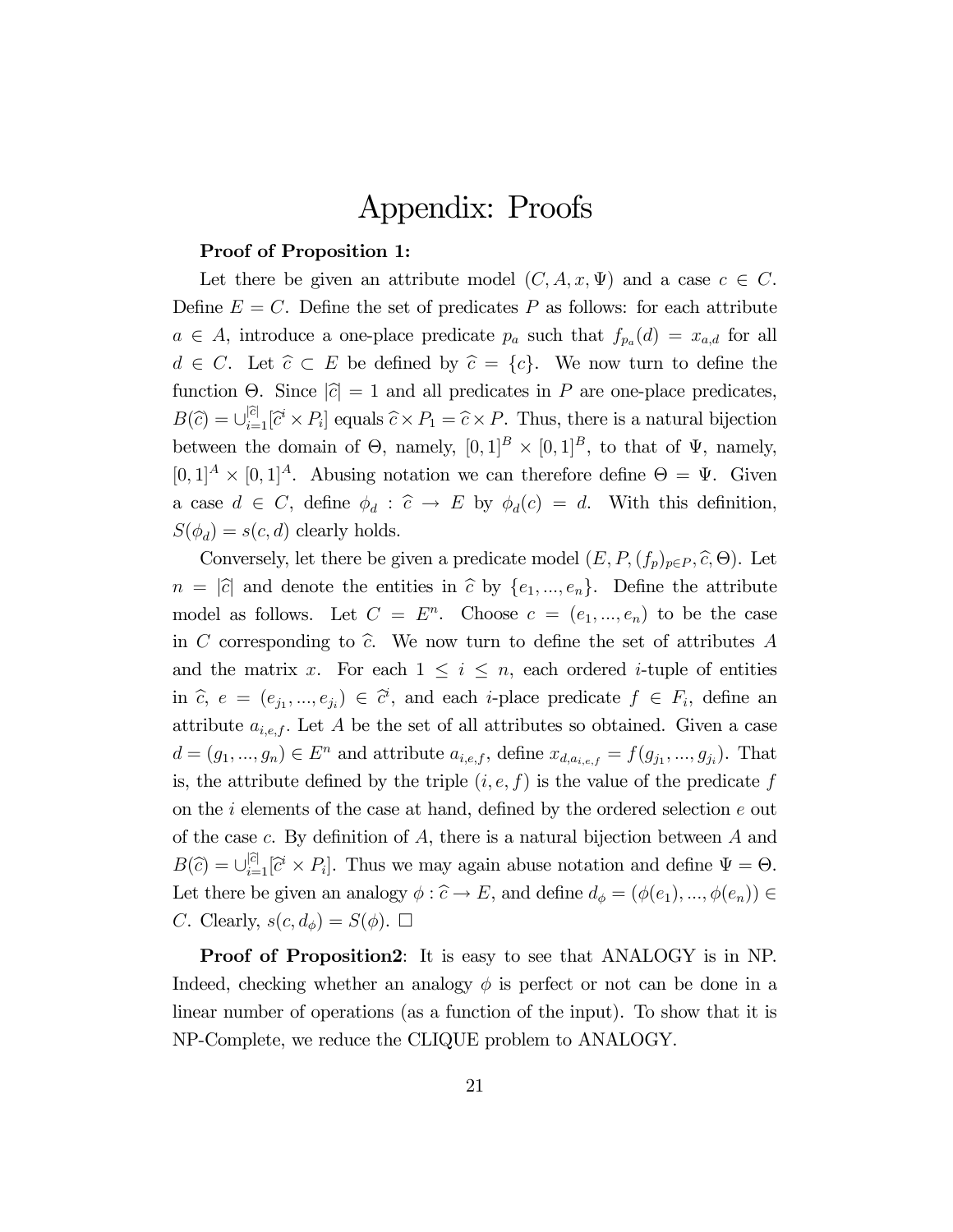# Appendix: Proofs

**Proof of Proposition 1:**

Let there be given an attribute model $(C, A, x, \Psi)$ and a case $c \in C$. Define $E = C$. Define the set of predicates $P$ as follows: for each attribute $a \in A$, introduce a one-place predicate $p_a$ such that $f_{p_a}(d) = x_{a,d}$ for all $d \in C$. Let $\widehat{c} \subset E$ be defined by $\widehat{c} = \{c\}$. We now turn to define the function $\Theta$. Since $|\widehat{c}| = 1$ and all predicates in $P$ are one-place predicates, $B(\widehat{c}) = \cup_{i=1}^{|\widehat{c}|}[\widehat{c}^i \times P_i]$ equals $\widehat{c} \times P_1 = \widehat{c} \times P$. Thus, there is a natural bijection between the domain of $\Theta$, namely, $[0,1]^B \times [0,1]^B$, to that of $\Psi$, namely, $[0,1]^A \times [0,1]^A$. Abusing notation we can therefore define $\Theta = \Psi$. Given a case $d \in C$, define $\phi_d : \widehat{c} \to E$ by $\phi_d(c) = d$. With this definition, $S(\phi_d) = s(c, d)$ clearly holds.

Conversely, let there be given a predicate model $(E, P, (f_p)_{p \in P}, \widehat{c}, \Theta)$. Let $n = |\widehat{c}|$ and denote the entities in $\widehat{c}$ by $\{e_1, ..., e_n\}$. Define the attribute model as follows. Let $C = E^n$. Choose $c = (e_1, ..., e_n)$ to be the case in $C$ corresponding to $\widehat{c}$. We now turn to define the set of attributes $A$ and the matrix $x$. For each $1 \leq i \leq n$, each ordered $i$-tuple of entities in $\widehat{c}$, $e = (e_{j_1}, ..., e_{j_i}) \in \widehat{c}^i$, and each $i$-place predicate $f \in F_i$, define an attribute $a_{i,e,f}$. Let $A$ be the set of all attributes so obtained. Given a case $d = (g_1, ..., g_n) \in E^n$ and attribute $a_{i,e,f}$, define $x_{d, a_{i,e,f}} = f(g_{j_1}, ..., g_{j_i})$. That is, the attribute defined by the triple $(i, e, f)$ is the value of the predicate $f$ on the $i$ elements of the case at hand, defined by the ordered selection $e$ out of the case $c$. By definition of $A$, there is a natural bijection between $A$ and $B(\widehat{c}) = \cup_{i=1}^{|\widehat{c}|}[\widehat{c}^i \times P_i]$. Thus we may again abuse notation and define $\Psi = \Theta$. Let there be given an analogy $\phi : \widehat{c} \to E$, and define $d_\phi = (\phi(e_1), ..., \phi(e_n)) \in C$. Clearly, $s(c, d_\phi) = S(\phi)$. $\square$

**Proof of Proposition2**: It is easy to see that ANALOGY is in NP. Indeed, checking whether an analogy $\phi$ is perfect or not can be done in a linear number of operations (as a function of the input). To show that it is NP-Complete, we reduce the CLIQUE problem to ANALOGY.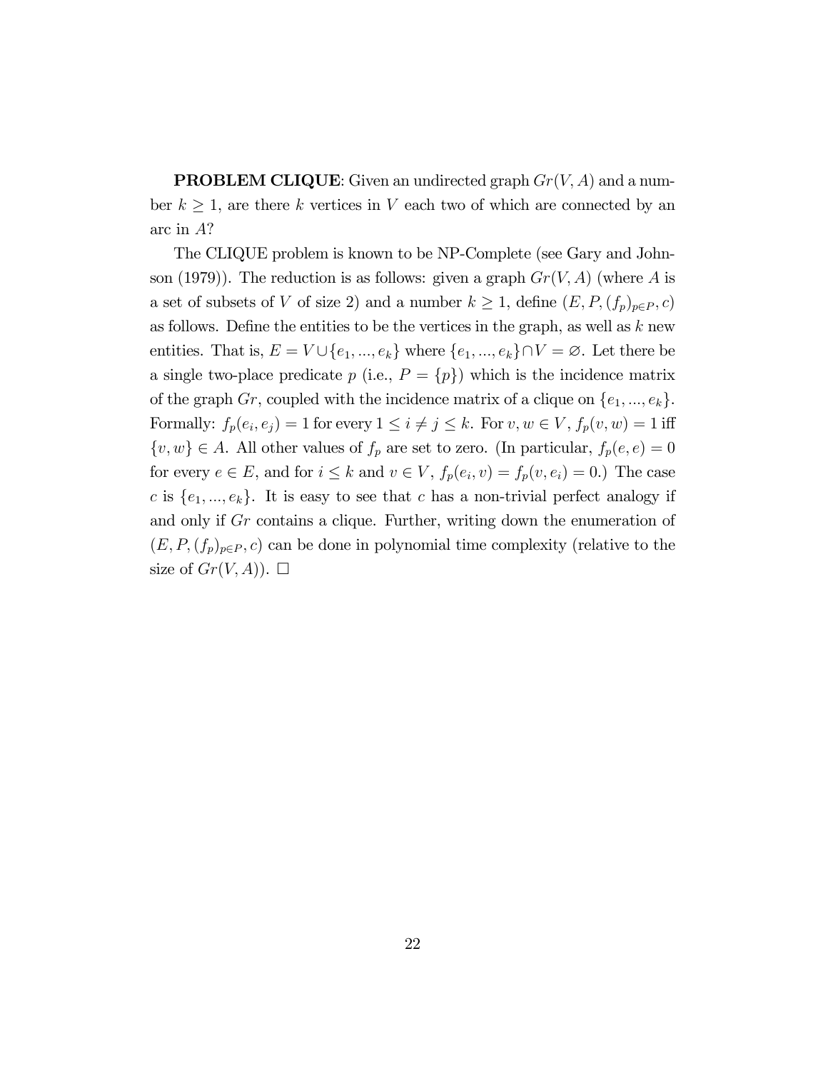**PROBLEM CLIQUE**: Given an undirected graph $Gr(V, A)$ and a number $k \geq 1$, are there $k$ vertices in $V$ each two of which are connected by an arc in $A$?

The CLIQUE problem is known to be NP-Complete (see Gary and Johnson (1979)). The reduction is as follows: given a graph $Gr(V, A)$ (where $A$ is a set of subsets of $V$ of size 2) and a number $k \geq 1$, define $(E, P, (f_p)_{p \in P}, c)$ as follows. Define the entities to be the vertices in the graph, as well as $k$ new entities. That is, $E = V \cup \{e_1, ..., e_k\}$ where $\{e_1, ..., e_k\} \cap V = \varnothing$. Let there be a single two-place predicate $p$ (i.e., $P = \{p\}$) which is the incidence matrix of the graph $Gr$, coupled with the incidence matrix of a clique on $\{e_1, ..., e_k\}$. Formally: $f_p(e_i, e_j) = 1$ for every $1 \leq i \neq j \leq k$. For $v, w \in V$, $f_p(v, w) = 1$ iff $\{v, w\} \in A$. All other values of $f_p$ are set to zero. (In particular, $f_p(e, e) = 0$ for every $e \in E$, and for $i \leq k$ and $v \in V$, $f_p(e_i, v) = f_p(v, e_i) = 0$.) The case $c$ is $\{e_1, ..., e_k\}$. It is easy to see that $c$ has a non-trivial perfect analogy if and only if $Gr$ contains a clique. Further, writing down the enumeration of $(E, P, (f_p)_{p \in P}, c)$ can be done in polynomial time complexity (relative to the size of $Gr(V, A)$). $\square$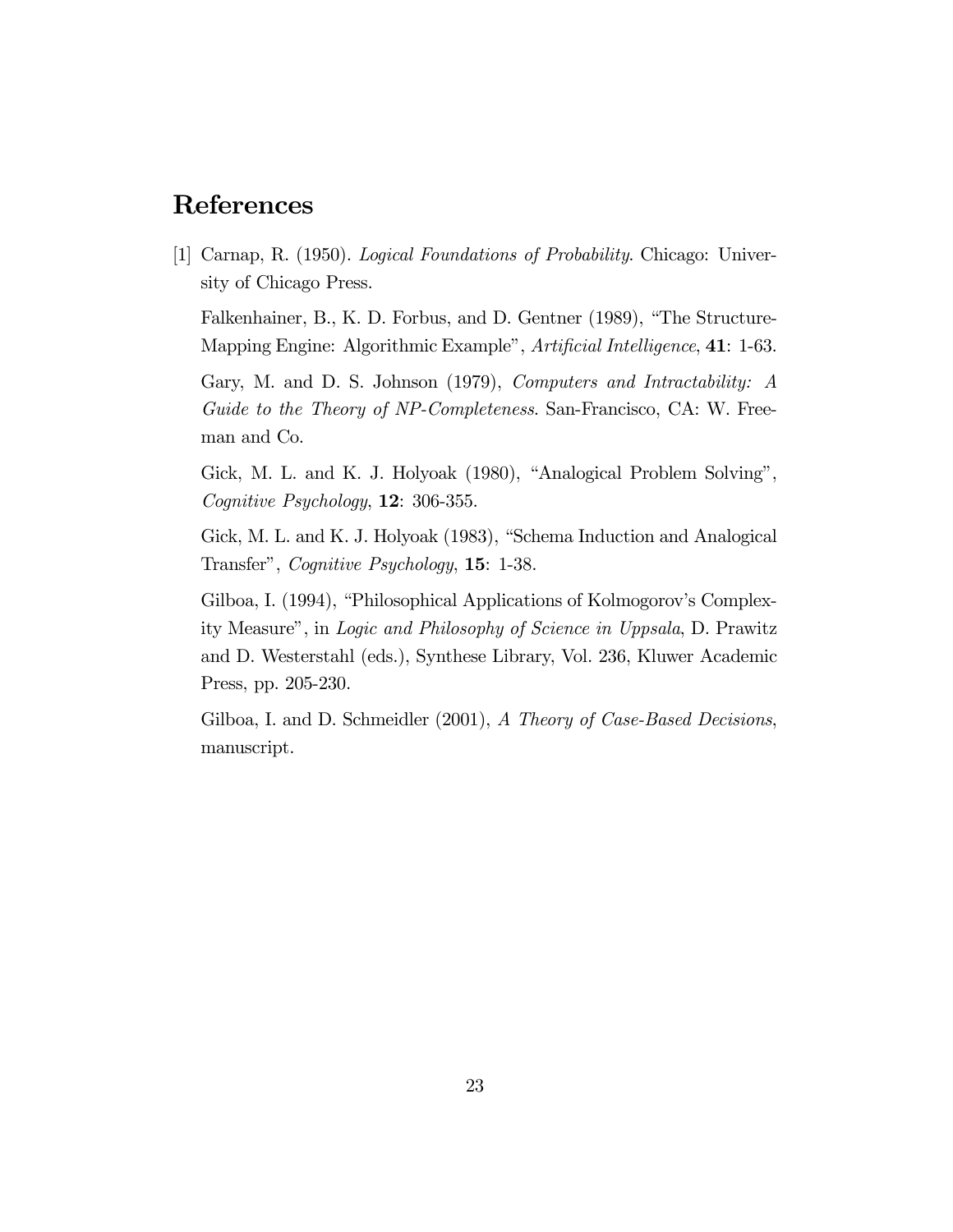# References

[1] Carnap, R. (1950). *Logical Foundations of Probability*. Chicago: University of Chicago Press.

Falkenhainer, B., K. D. Forbus, and D. Gentner (1989), "The Structure-Mapping Engine: Algorithmic Example", *Artificial Intelligence*, **41**: 1-63.

Gary, M. and D. S. Johnson (1979), *Computers and Intractability: A Guide to the Theory of NP-Completeness*. San-Francisco, CA: W. Freeman and Co.

Gick, M. L. and K. J. Holyoak (1980), "Analogical Problem Solving", *Cognitive Psychology*, **12**: 306-355.

Gick, M. L. and K. J. Holyoak (1983), "Schema Induction and Analogical Transfer", *Cognitive Psychology*, **15**: 1-38.

Gilboa, I. (1994), "Philosophical Applications of Kolmogorov's Complexity Measure", in *Logic and Philosophy of Science in Uppsala*, D. Prawitz and D. Westerstahl (eds.), Synthese Library, Vol. 236, Kluwer Academic Press, pp. 205-230.

Gilboa, I. and D. Schmeidler (2001), *A Theory of Case-Based Decisions*, manuscript.